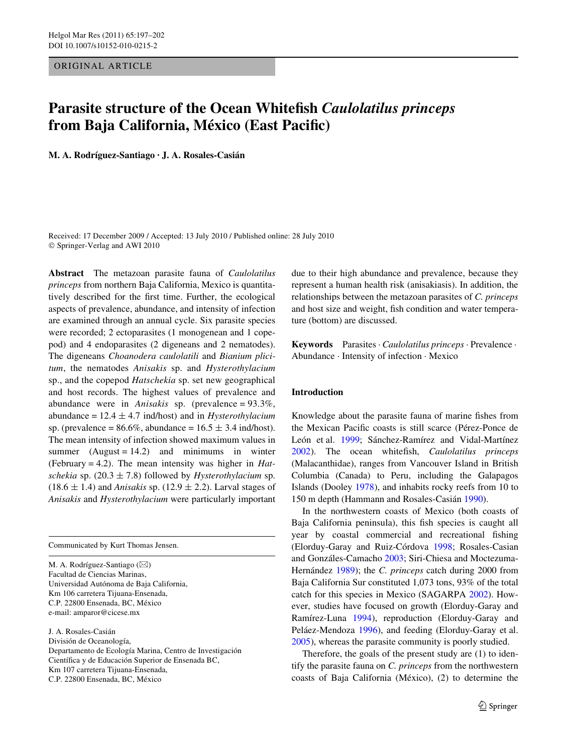ORIGINAL ARTICLE

# Parasite structure of the Ocean Whitefish *Caulolatilus princeps* from Baja California, México (East Pacific)

**M. A. Rodríguez-Santiago · J. A. Rosales-Casián**

Received: 17 December 2009 / Accepted: 13 July 2010 / Published online: 28 July 2010
© Springer-Verlag and AWI 2010

**Abstract** The metazoan parasite fauna of *Caulolatilus princeps* from northern Baja California, Mexico is quantitatively described for the first time. Further, the ecological aspects of prevalence, abundance, and intensity of infection are examined through an annual cycle. Six parasite species were recorded; 2 ectoparasites (1 monogenean and 1 copepod) and 4 endoparasites (2 digeneans and 2 nematodes). The digeneans *Choanodera caulolatili* and *Bianium plicitum*, the nematodes *Anisakis* sp. and *Hysterothylacium* sp., and the copepod *Hatschekia* sp. set new geographical and host records. The highest values of prevalence and abundance were in *Anisakis* sp. (prevalence = 93.3%, abundance = 12.4 ± 4.7 ind/host) and in *Hysterothylacium* sp. (prevalence = 86.6%, abundance = 16.5 ± 3.4 ind/host). The mean intensity of infection showed maximum values in summer (August = 14.2) and minimums in winter (February = 4.2). The mean intensity was higher in *Hatschekia* sp. (20.3 ± 7.8) followed by *Hysterothylacium* sp. (18.6 ± 1.4) and *Anisakis* sp. (12.9 ± 2.2). Larval stages of *Anisakis* and *Hysterothylacium* were particularly important due to their high abundance and prevalence, because they represent a human health risk (anisakiasis). In addition, the relationships between the metazoan parasites of *C. princeps* and host size and weight, fish condition and water temperature (bottom) are discussed.

**Keywords** Parasites · *Caulolatilus princeps* · Prevalence · Abundance · Intensity of infection · Mexico

Communicated by Kurt Thomas Jensen.

M. A. Rodríguez-Santiago (✉)
Facultad de Ciencias Marinas,
Universidad Autónoma de Baja California,
Km 106 carretera Tijuana-Ensenada,
C.P. 22800 Ensenada, BC, México
e-mail: amparor@cicese.mx

J. A. Rosales-Casián
División de Oceanología,
Departamento de Ecología Marina, Centro de Investigación Científica y de Educación Superior de Ensenada BC,
Km 107 carretera Tijuana-Ensenada,
C.P. 22800 Ensenada, BC, México

## Introduction

Knowledge about the parasite fauna of marine fishes from the Mexican Pacific coasts is still scarce (Pérez-Ponce de León et al. 1999; Sánchez-Ramírez and Vidal-Martínez 2002). The ocean whitefish, *Caulolatilus princeps* (Malacanthidae), ranges from Vancouver Island in British Columbia (Canada) to Peru, including the Galapagos Islands (Dooley 1978), and inhabits rocky reefs from 10 to 150 m depth (Hammann and Rosales-Casián 1990).

In the northwestern coasts of Mexico (both coasts of Baja California peninsula), this fish species is caught all year by coastal commercial and recreational fishing (Elorduy-Garay and Ruiz-Córdova 1998; Rosales-Casian and Gonzáles-Camacho 2003; Siri-Chiesa and Moctezuma-Hernández 1989); the *C. princeps* catch during 2000 from Baja California Sur constituted 1,073 tons, 93% of the total catch for this species in Mexico (SAGARPA 2002). However, studies have focused on growth (Elorduy-Garay and Ramírez-Luna 1994), reproduction (Elorduy-Garay and Peláez-Mendoza 1996), and feeding (Elorduy-Garay et al. 2005), whereas the parasite community is poorly studied.

Therefore, the goals of the present study are (1) to identify the parasite fauna on *C. princeps* from the northwestern coasts of Baja California (México), (2) to determine the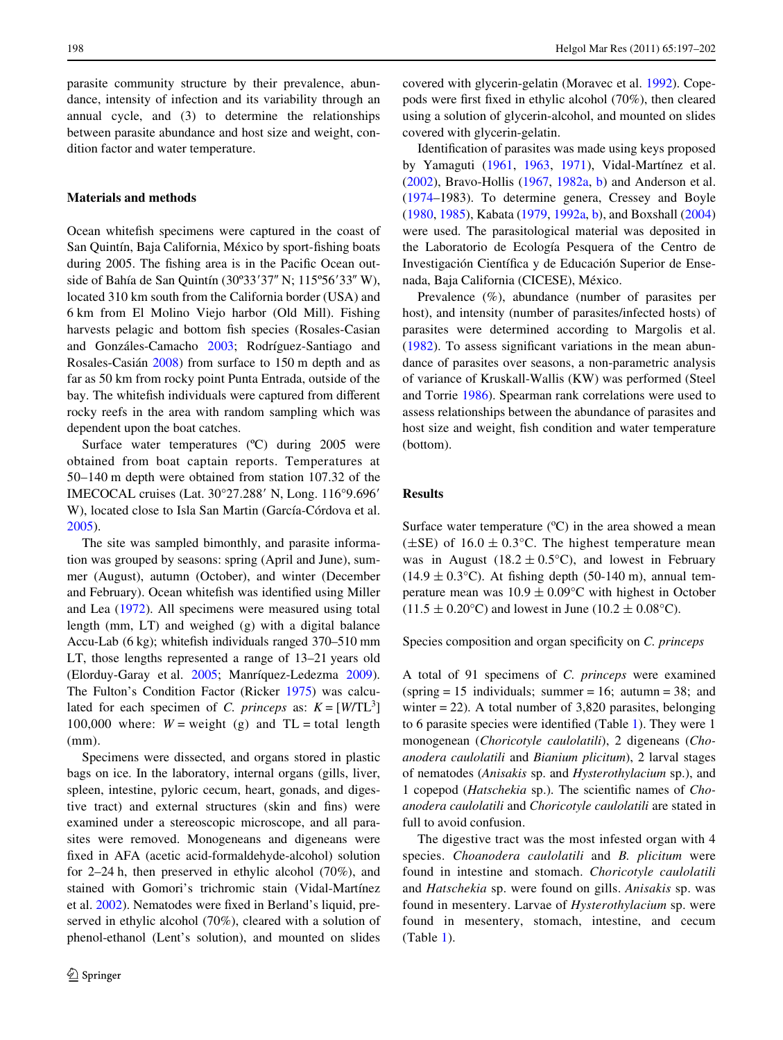parasite community structure by their prevalence, abundance, intensity of infection and its variability through an annual cycle, and (3) to determine the relationships between parasite abundance and host size and weight, condition factor and water temperature.

## Materials and methods

Ocean whitefish specimens were captured in the coast of San Quintín, Baja California, México by sport-fishing boats during 2005. The fishing area is in the Pacific Ocean outside of Bahía de San Quintín (30º33′37″ N; 115º56′33″ W), located 310 km south from the California border (USA) and 6 km from El Molino Viejo harbor (Old Mill). Fishing harvests pelagic and bottom fish species (Rosales-Casian and Gonzáles-Camacho 2003; Rodríguez-Santiago and Rosales-Casián 2008) from surface to 150 m depth and as far as 50 km from rocky point Punta Entrada, outside of the bay. The whitefish individuals were captured from different rocky reefs in the area with random sampling which was dependent upon the boat catches.

Surface water temperatures (ºC) during 2005 were obtained from boat captain reports. Temperatures at 50–140 m depth were obtained from station 107.32 of the IMECOCAL cruises (Lat. 30°27.288′ N, Long. 116°9.696′ W), located close to Isla San Martin (García-Córdova et al. 2005).

The site was sampled bimonthly, and parasite information was grouped by seasons: spring (April and June), summer (August), autumn (October), and winter (December and February). Ocean whitefish was identified using Miller and Lea (1972). All specimens were measured using total length (mm, LT) and weighed (g) with a digital balance Accu-Lab (6 kg); whitefish individuals ranged 370–510 mm LT, those lengths represented a range of 13–21 years old (Elorduy-Garay et al. 2005; Manríquez-Ledezma 2009). The Fulton's Condition Factor (Ricker 1975) was calculated for each specimen of *C. princeps* as: $K = [W/\mathrm{TL}^3]\ 100{,}000$ where: $W$ = weight (g) and TL = total length (mm).

Specimens were dissected, and organs stored in plastic bags on ice. In the laboratory, internal organs (gills, liver, spleen, intestine, pyloric cecum, heart, gonads, and digestive tract) and external structures (skin and fins) were examined under a stereoscopic microscope, and all parasites were removed. Monogeneans and digeneans were fixed in AFA (acetic acid-formaldehyde-alcohol) solution for 2–24 h, then preserved in ethylic alcohol (70%), and stained with Gomori's trichromic stain (Vidal-Martínez et al. 2002). Nematodes were fixed in Berland's liquid, preserved in ethylic alcohol (70%), cleared with a solution of phenol-ethanol (Lent's solution), and mounted on slides covered with glycerin-gelatin (Moravec et al. 1992). Copepods were first fixed in ethylic alcohol (70%), then cleared using a solution of glycerin-alcohol, and mounted on slides covered with glycerin-gelatin.

Identification of parasites was made using keys proposed by Yamaguti (1961, 1963, 1971), Vidal-Martínez et al. (2002), Bravo-Hollis (1967, 1982a, b) and Anderson et al. (1974–1983). To determine genera, Cressey and Boyle (1980, 1985), Kabata (1979, 1992a, b), and Boxshall (2004) were used. The parasitological material was deposited in the Laboratorio de Ecología Pesquera of the Centro de Investigación Científica y de Educación Superior de Ensenada, Baja California (CICESE), México.

Prevalence (%), abundance (number of parasites per host), and intensity (number of parasites/infected hosts) of parasites were determined according to Margolis et al. (1982). To assess significant variations in the mean abundance of parasites over seasons, a non-parametric analysis of variance of Kruskall-Wallis (KW) was performed (Steel and Torrie 1986). Spearman rank correlations were used to assess relationships between the abundance of parasites and host size and weight, fish condition and water temperature (bottom).

## Results

Surface water temperature (ºC) in the area showed a mean (±SE) of $16.0 \pm 0.3$°C. The highest temperature mean was in August ($18.2 \pm 0.5$°C), and lowest in February ($14.9 \pm 0.3$°C). At fishing depth (50-140 m), annual temperature mean was $10.9 \pm 0.09$°C with highest in October ($11.5 \pm 0.20$°C) and lowest in June ($10.2 \pm 0.08$°C).

### Species composition and organ specificity on *C. princeps*

A total of 91 specimens of *C. princeps* were examined (spring = 15 individuals; summer = 16; autumn = 38; and winter = 22). A total number of 3,820 parasites, belonging to 6 parasite species were identified (Table 1). They were 1 monogenean (*Choricotyle caulolatili*), 2 digeneans (*Choanodera caulolatili* and *Bianium plicitum*), 2 larval stages of nematodes (*Anisakis* sp. and *Hysterothylacium* sp.), and 1 copepod (*Hatschekia* sp.). The scientific names of *Choanodera caulolatili* and *Choricotyle caulolatili* are stated in full to avoid confusion.

The digestive tract was the most infested organ with 4 species. *Choanodera caulolatili* and *B. plicitum* were found in intestine and stomach. *Choricotyle caulolatili* and *Hatschekia* sp. were found on gills. *Anisakis* sp. was found in mesentery. Larvae of *Hysterothylacium* sp. were found in mesentery, stomach, intestine, and cecum (Table 1).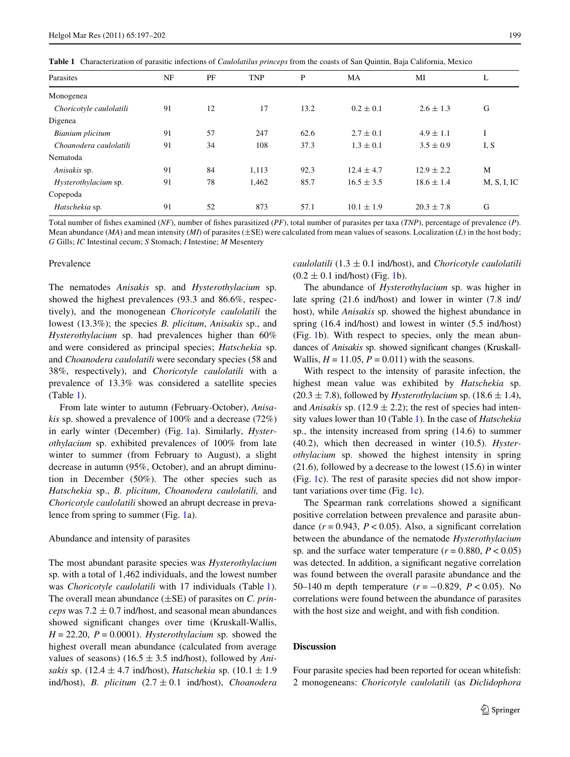**Table 1** Characterization of parasitic infections of *Caulolatilus princeps* from the coasts of San Quintin, Baja California, Mexico

| Parasites | NF | PF | TNP | P | MA | MI | L |
|---|---|---|---|---|---|---|---|
| Monogenea | | | | | | | |
| *Choricotyle caulolatili* | 91 | 12 | 17 | 13.2 | 0.2 ± 0.1 | 2.6 ± 1.3 | G |
| Digenea | | | | | | | |
| *Bianium plicitum* | 91 | 57 | 247 | 62.6 | 2.7 ± 0.1 | 4.9 ± 1.1 | I |
| *Choanodera caulolatili* | 91 | 34 | 108 | 37.3 | 1.3 ± 0.1 | 3.5 ± 0.9 | I, S |
| Nematoda | | | | | | | |
| *Anisakis* sp. | 91 | 84 | 1,113 | 92.3 | 12.4 ± 4.7 | 12.9 ± 2.2 | M |
| *Hysterothylacium* sp. | 91 | 78 | 1,462 | 85.7 | 16.5 ± 3.5 | 18.6 ± 1.4 | M, S, I, IC |
| Copepoda | | | | | | | |
| *Hatschekia* sp. | 91 | 52 | 873 | 57.1 | 10.1 ± 1.9 | 20.3 ± 7.8 | G |

Total number of fishes examined (*NF*), number of fishes parasitized (*PF*), total number of parasites per taxa (*TNP*), percentage of prevalence (*P*). Mean abundance (*MA*) and mean intensity (*MI*) of parasites (±SE) were calculated from mean values of seasons. Localization (*L*) in the host body; *G* Gills; *IC* Intestinal cecum; *S* Stomach; *I* Intestine; *M* Mesentery

### Prevalence

The nematodes *Anisakis* sp. and *Hysterothylacium* sp. showed the highest prevalences (93.3 and 86.6%, respectively), and the monogenean *Choricotyle caulolatili* the lowest (13.3%); the species *B. plicitum*, *Anisakis* sp., and *Hysterothylacium* sp. had prevalences higher than 60% and were considered as principal species; *Hatschekia* sp. and *Choanodera caulolatili* were secondary species (58 and 38%, respectively), and *Choricotyle caulolatili* with a prevalence of 13.3% was considered a satellite species (Table 1).

From late winter to autumn (February-October), *Anisakis* sp. showed a prevalence of 100% and a decrease (72%) in early winter (December) (Fig. 1a). Similarly, *Hysterothylacium* sp. exhibited prevalences of 100% from late winter to summer (from February to August), a slight decrease in autumn (95%, October), and an abrupt diminution in December (50%). The other species such as *Hatschekia* sp., *B. plicitum*, *Choanodera caulolatili,* and *Choricotyle caulolatili* showed an abrupt decrease in prevalence from spring to summer (Fig. 1a).

### Abundance and intensity of parasites

The most abundant parasite species was *Hysterothylacium* sp. with a total of 1,462 individuals, and the lowest number was *Choricotyle caulolatili* with 17 individuals (Table 1). The overall mean abundance (±SE) of parasites on *C. princeps* was 7.2 ± 0.7 ind/host, and seasonal mean abundances showed significant changes over time (Kruskall-Wallis, $H = 22.20$, $P = 0.0001$). *Hysterothylacium* sp. showed the highest overall mean abundance (calculated from average values of seasons) (16.5 ± 3.5 ind/host), followed by *Anisakis* sp. (12.4 ± 4.7 ind/host), *Hatschekia* sp. (10.1 ± 1.9 ind/host), *B. plicitum* (2.7 ± 0.1 ind/host), *Choanodera caulolatili* (1.3 ± 0.1 ind/host), and *Choricotyle caulolatili* (0.2 ± 0.1 ind/host) (Fig. 1b).

The abundance of *Hysterothylacium* sp. was higher in late spring (21.6 ind/host) and lower in winter (7.8 ind/host), while *Anisakis* sp. showed the highest abundance in spring (16.4 ind/host) and lowest in winter (5.5 ind/host) (Fig. 1b). With respect to species, only the mean abundances of *Anisakis* sp. showed significant changes (Kruskall-Wallis, $H = 11.05$, $P = 0.011$) with the seasons.

With respect to the intensity of parasite infection, the highest mean value was exhibited by *Hatschekia* sp. (20.3 ± 7.8), followed by *Hysterothylacium* sp. (18.6 ± 1.4), and *Anisakis* sp. (12.9 ± 2.2); the rest of species had intensity values lower than 10 (Table 1). In the case of *Hatschekia* sp., the intensity increased from spring (14.6) to summer (40.2), which then decreased in winter (10.5). *Hysterothylacium* sp. showed the highest intensity in spring (21.6), followed by a decrease to the lowest (15.6) in winter (Fig. 1c). The rest of parasite species did not show important variations over time (Fig. 1c).

The Spearman rank correlations showed a significant positive correlation between prevalence and parasite abundance ($r = 0.943$, $P < 0.05$). Also, a significant correlation between the abundance of the nematode *Hysterothylacium* sp. and the surface water temperature ($r = 0.880$, $P < 0.05$) was detected. In addition, a significant negative correlation was found between the overall parasite abundance and the 50–140 m depth temperature ($r = -0.829$, $P < 0.05$). No correlations were found between the abundance of parasites with the host size and weight, and with fish condition.

## Discussion

Four parasite species had been reported for ocean whitefish: 2 monogeneans: *Choricotyle caulolatili* (as *Diclidophora*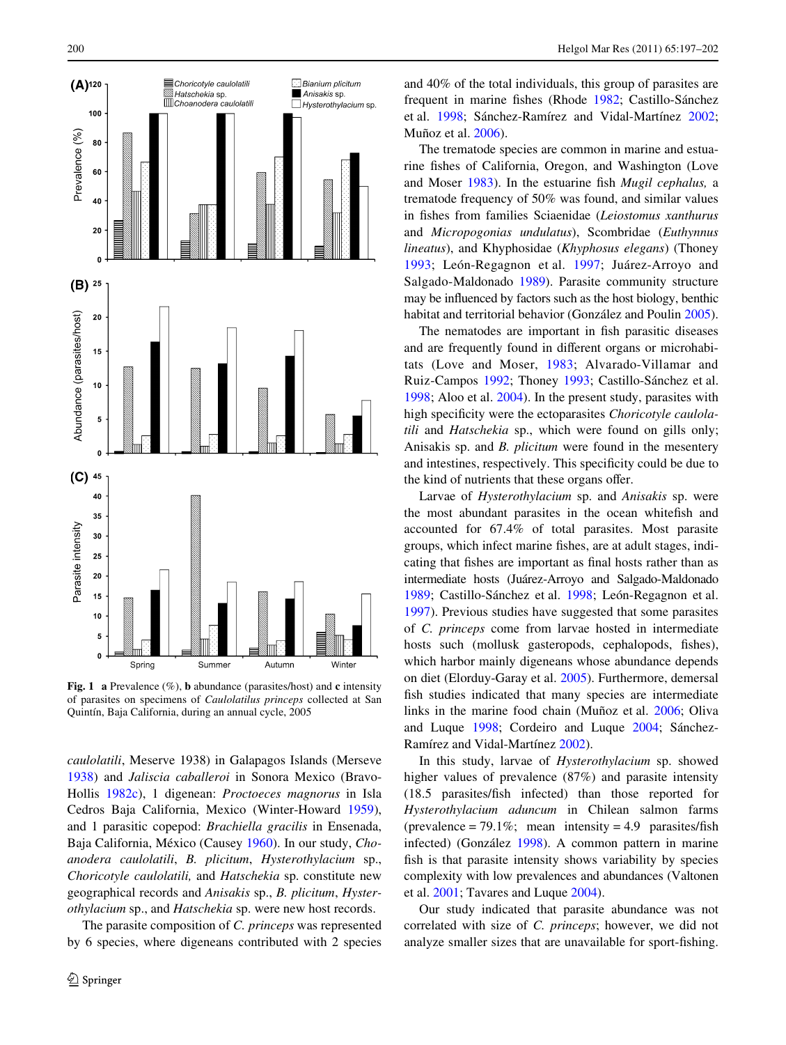**Fig. 1** **a** Prevalence (%), **b** abundance (parasites/host) and **c** intensity of parasites on specimens of *Caulolatilus princeps* collected at San Quintín, Baja California, during an annual cycle, 2005

*caulolatili*, Meserve 1938) in Galapagos Islands (Merseve 1938) and *Jaliscia caballeroi* in Sonora Mexico (Bravo-Hollis 1982c), 1 digenean: *Proctoeces magnorus* in Isla Cedros Baja California, Mexico (Winter-Howard 1959), and 1 parasitic copepod: *Brachiella gracilis* in Ensenada, Baja California, México (Causey 1960). In our study, *Choanodera caulolatili*, *B. plicitum*, *Hysterothylacium* sp., *Choricotyle caulolatili,* and *Hatschekia* sp. constitute new geographical records and *Anisakis* sp., *B. plicitum*, *Hysterothylacium* sp., and *Hatschekia* sp. were new host records.

The parasite composition of *C. princeps* was represented by 6 species, where digeneans contributed with 2 species and 40% of the total individuals, this group of parasites are frequent in marine fishes (Rhode 1982; Castillo-Sánchez et al. 1998; Sánchez-Ramírez and Vidal-Martínez 2002; Muñoz et al. 2006).

The trematode species are common in marine and estuarine fishes of California, Oregon, and Washington (Love and Moser 1983). In the estuarine fish *Mugil cephalus,* a trematode frequency of 50% was found, and similar values in fishes from families Sciaenidae (*Leiostomus xanthurus* and *Micropogonias undulatus*), Scombridae (*Euthynnus lineatus*), and Khyphosidae (*Khyphosus elegans*) (Thoney 1993; León-Regagnon et al. 1997; Juárez-Arroyo and Salgado-Maldonado 1989). Parasite community structure may be influenced by factors such as the host biology, benthic habitat and territorial behavior (González and Poulin 2005).

The nematodes are important in fish parasitic diseases and are frequently found in different organs or microhabitats (Love and Moser, 1983; Alvarado-Villamar and Ruiz-Campos 1992; Thoney 1993; Castillo-Sánchez et al. 1998; Aloo et al. 2004). In the present study, parasites with high specificity were the ectoparasites *Choricotyle caulolatili* and *Hatschekia* sp., which were found on gills only; Anisakis sp. and *B. plicitum* were found in the mesentery and intestines, respectively. This specificity could be due to the kind of nutrients that these organs offer.

Larvae of *Hysterothylacium* sp. and *Anisakis* sp. were the most abundant parasites in the ocean whitefish and accounted for 67.4% of total parasites. Most parasite groups, which infect marine fishes, are at adult stages, indicating that fishes are important as final hosts rather than as intermediate hosts (Juárez-Arroyo and Salgado-Maldonado 1989; Castillo-Sánchez et al. 1998; León-Regagnon et al. 1997). Previous studies have suggested that some parasites of *C. princeps* come from larvae hosted in intermediate hosts such (mollusk gasteropods, cephalopods, fishes), which harbor mainly digeneans whose abundance depends on diet (Elorduy-Garay et al. 2005). Furthermore, demersal fish studies indicated that many species are intermediate links in the marine food chain (Muñoz et al. 2006; Oliva and Luque 1998; Cordeiro and Luque 2004; Sánchez-Ramírez and Vidal-Martínez 2002).

In this study, larvae of *Hysterothylacium* sp. showed higher values of prevalence (87%) and parasite intensity (18.5 parasites/fish infected) than those reported for *Hysterothylacium aduncum* in Chilean salmon farms (prevalence = 79.1%; mean intensity = 4.9 parasites/fish infected) (González 1998). A common pattern in marine fish is that parasite intensity shows variability by species complexity with low prevalences and abundances (Valtonen et al. 2001; Tavares and Luque 2004).

Our study indicated that parasite abundance was not correlated with size of *C. princeps*; however, we did not analyze smaller sizes that are unavailable for sport-fishing.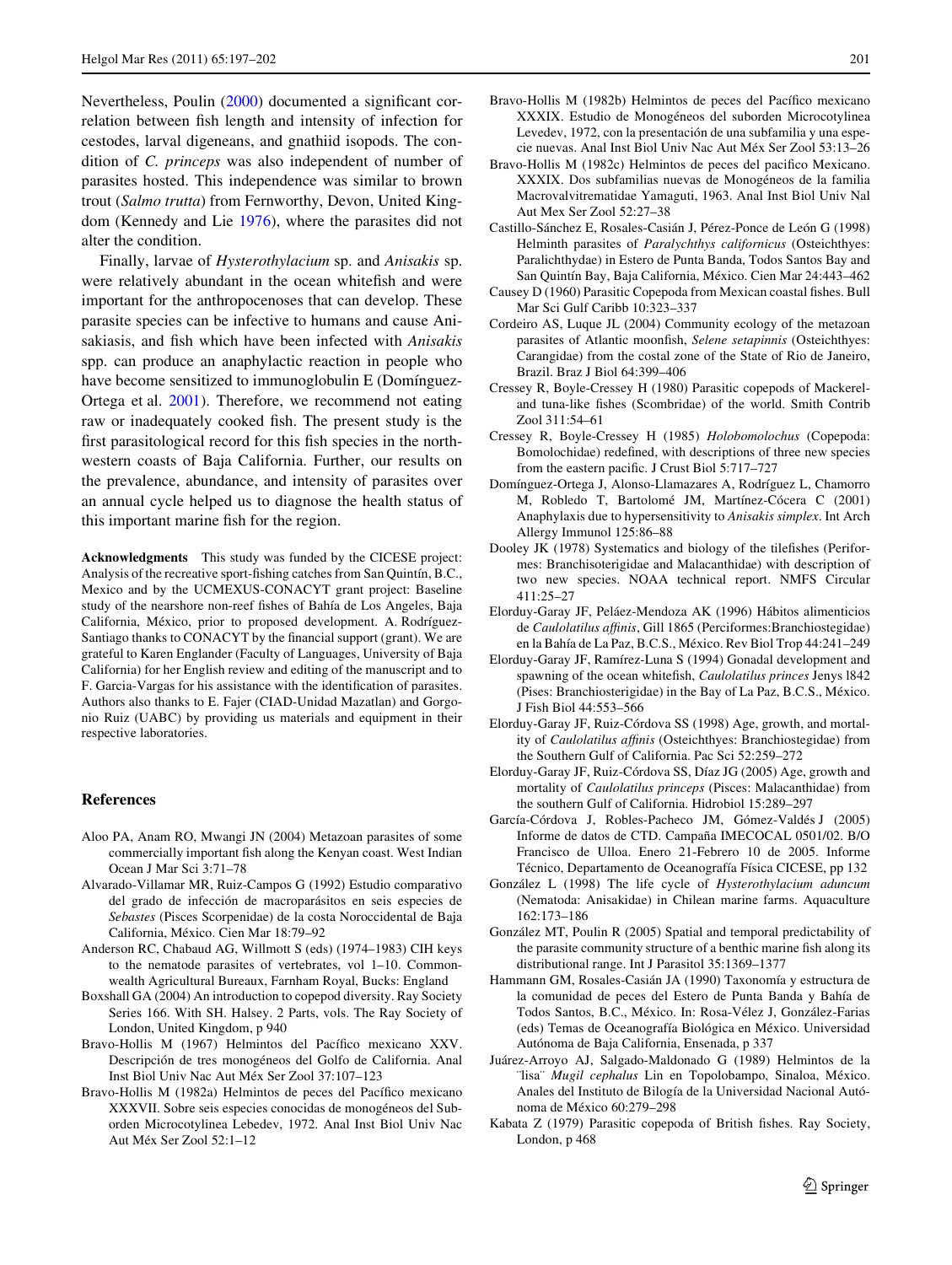Nevertheless, Poulin (2000) documented a significant correlation between fish length and intensity of infection for cestodes, larval digeneans, and gnathiid isopods. The condition of *C. princeps* was also independent of number of parasites hosted. This independence was similar to brown trout (*Salmo trutta*) from Fernworthy, Devon, United Kingdom (Kennedy and Lie 1976), where the parasites did not alter the condition.

Finally, larvae of *Hysterothylacium* sp. and *Anisakis* sp. were relatively abundant in the ocean whitefish and were important for the anthropocenoses that can develop. These parasite species can be infective to humans and cause Anisakiasis, and fish which have been infected with *Anisakis* spp. can produce an anaphylactic reaction in people who have become sensitized to immunoglobulin E (Domínguez-Ortega et al. 2001). Therefore, we recommend not eating raw or inadequately cooked fish. The present study is the first parasitological record for this fish species in the northwestern coasts of Baja California. Further, our results on the prevalence, abundance, and intensity of parasites over an annual cycle helped us to diagnose the health status of this important marine fish for the region.

**Acknowledgments** This study was funded by the CICESE project: Analysis of the recreative sport-fishing catches from San Quintín, B.C., Mexico and by the UCMEXUS-CONACYT grant project: Baseline study of the nearshore non-reef fishes of Bahía de Los Angeles, Baja California, México, prior to proposed development. A. Rodríguez-Santiago thanks to CONACYT by the financial support (grant). We are grateful to Karen Englander (Faculty of Languages, University of Baja California) for her English review and editing of the manuscript and to F. Garcia-Vargas for his assistance with the identification of parasites. Authors also thanks to E. Fajer (CIAD-Unidad Mazatlan) and Gorgonio Ruiz (UABC) by providing us materials and equipment in their respective laboratories.

## References

Aloo PA, Anam RO, Mwangi JN (2004) Metazoan parasites of some commercially important fish along the Kenyan coast. West Indian Ocean J Mar Sci 3:71–78

Alvarado-Villamar MR, Ruiz-Campos G (1992) Estudio comparativo del grado de infección de macroparásitos en seis especies de *Sebastes* (Pisces Scorpenidae) de la costa Noroccidental de Baja California, México. Cien Mar 18:79–92

Anderson RC, Chabaud AG, Willmott S (eds) (1974–1983) CIH keys to the nematode parasites of vertebrates, vol 1–10. Commonwealth Agricultural Bureaux, Farnham Royal, Bucks: England

Boxshall GA (2004) An introduction to copepod diversity. Ray Society Series 166. With SH. Halsey. 2 Parts, vols. The Ray Society of London, United Kingdom, p 940

Bravo-Hollis M (1967) Helmintos del Pacífico mexicano XXV. Descripción de tres monogéneos del Golfo de California. Anal Inst Biol Univ Nac Aut Méx Ser Zool 37:107–123

Bravo-Hollis M (1982a) Helmintos de peces del Pacífico mexicano XXXVII. Sobre seis especies conocidas de monogéneos del Suborden Microcotylinea Lebedev, 1972. Anal Inst Biol Univ Nac Aut Méx Ser Zool 52:1–12

Bravo-Hollis M (1982b) Helmintos de peces del Pacífico mexicano XXXIX. Estudio de Monogéneos del suborden Microcotylinea Levedev, 1972, con la presentación de una subfamilia y una especie nuevas. Anal Inst Biol Univ Nac Aut Méx Ser Zool 53:13–26

Bravo-Hollis M (1982c) Helmintos de peces del pacifico Mexicano. XXXIX. Dos subfamilias nuevas de Monogéneos de la familia Macrovalvitrematidae Yamaguti, 1963. Anal Inst Biol Univ Nal Aut Mex Ser Zool 52:27–38

Castillo-Sánchez E, Rosales-Casián J, Pérez-Ponce de León G (1998) Helminth parasites of *Paralychthys californicus* (Osteichthyes: Paralichthydae) in Estero de Punta Banda, Todos Santos Bay and San Quintín Bay, Baja California, México. Cien Mar 24:443–462

Causey D (1960) Parasitic Copepoda from Mexican coastal fishes. Bull Mar Sci Gulf Caribb 10:323–337

Cordeiro AS, Luque JL (2004) Community ecology of the metazoan parasites of Atlantic moonfish, *Selene setapinnis* (Osteichthyes: Carangidae) from the costal zone of the State of Rio de Janeiro, Brazil. Braz J Biol 64:399–406

Cressey R, Boyle-Cressey H (1980) Parasitic copepods of Mackerel- and tuna-like fishes (Scombridae) of the world. Smith Contrib Zool 311:54–61

Cressey R, Boyle-Cressey H (1985) *Holobomolochus* (Copepoda: Bomolochidae) redefined, with descriptions of three new species from the eastern pacific. J Crust Biol 5:717–727

Domínguez-Ortega J, Alonso-Llamazares A, Rodríguez L, Chamorro M, Robledo T, Bartolomé JM, Martínez-Cócera C (2001) Anaphylaxis due to hypersensitivity to *Anisakis simplex*. Int Arch Allergy Immunol 125:86–88

Dooley JK (1978) Systematics and biology of the tilefishes (Periformes: Branchisoterigidae and Malacanthidae) with description of two new species. NOAA technical report. NMFS Circular 411:25–27

Elorduy-Garay JF, Peláez-Mendoza AK (1996) Hábitos alimenticios de *Caulolatilus affinis*, Gill 1865 (Perciformes:Branchiostegidae) en la Bahía de La Paz, B.C.S., México. Rev Biol Trop 44:241–249

Elorduy-Garay JF, Ramírez-Luna S (1994) Gonadal development and spawning of the ocean whitefish, *Caulolatilus princes* Jenys l842 (Pises: Branchiosterigidae) in the Bay of La Paz, B.C.S., México. J Fish Biol 44:553–566

Elorduy-Garay JF, Ruiz-Córdova SS (1998) Age, growth, and mortality of *Caulolatilus affinis* (Osteichthyes: Branchiostegidae) from the Southern Gulf of California. Pac Sci 52:259–272

Elorduy-Garay JF, Ruiz-Córdova SS, Díaz JG (2005) Age, growth and mortality of *Caulolatilus princeps* (Pisces: Malacanthidae) from the southern Gulf of California. Hidrobiol 15:289–297

García-Córdova J, Robles-Pacheco JM, Gómez-Valdés J (2005) Informe de datos de CTD. Campaña IMECOCAL 0501/02. B/O Francisco de Ulloa. Enero 21-Febrero 10 de 2005. Informe Técnico, Departamento de Oceanografía Física CICESE, pp 132

González L (1998) The life cycle of *Hysterothylacium aduncum* (Nematoda: Anisakidae) in Chilean marine farms. Aquaculture 162:173–186

González MT, Poulin R (2005) Spatial and temporal predictability of the parasite community structure of a benthic marine fish along its distributional range. Int J Parasitol 35:1369–1377

Hammann GM, Rosales-Casián JA (1990) Taxonomía y estructura de la comunidad de peces del Estero de Punta Banda y Bahía de Todos Santos, B.C., México. In: Rosa-Vélez J, González-Farias (eds) Temas de Oceanografía Biológica en México. Universidad Autónoma de Baja California, Ensenada, p 337

Juárez-Arroyo AJ, Salgado-Maldonado G (1989) Helmintos de la ¨lisa¨ *Mugil cephalus* Lin en Topolobampo, Sinaloa, México. Anales del Instituto de Bilogía de la Universidad Nacional Autónoma de México 60:279–298

Kabata Z (1979) Parasitic copepoda of British fishes. Ray Society, London, p 468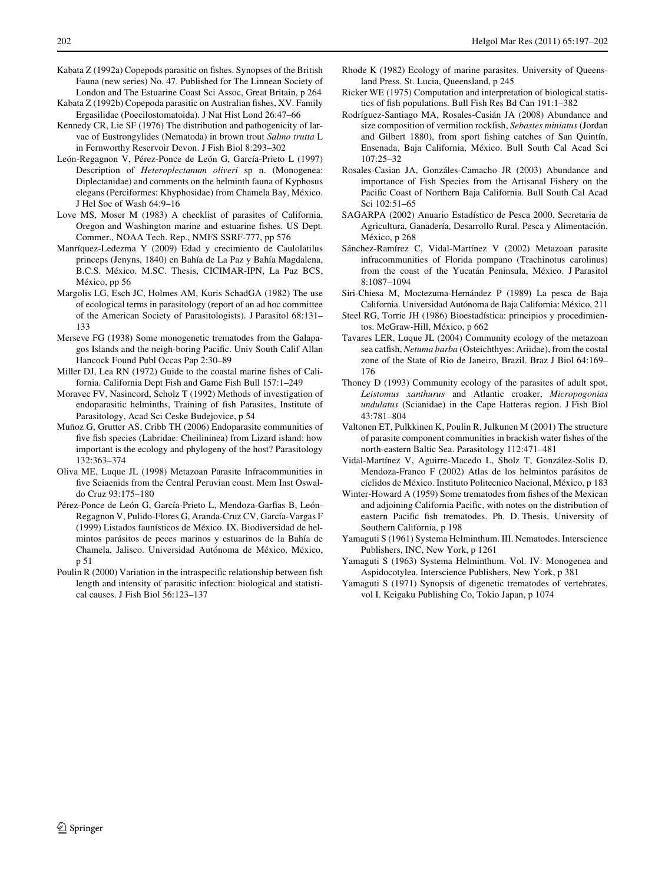Kabata Z (1992a) Copepods parasitic on fishes. Synopses of the British Fauna (new series) No. 47. Published for The Linnean Society of London and The Estuarine Coast Sci Assoc, Great Britain, p 264

Kabata Z (1992b) Copepoda parasitic on Australian fishes, XV. Family Ergasilidae (Poecilostomatoida). J Nat Hist Lond 26:47–66

Kennedy CR, Lie SF (1976) The distribution and pathogenicity of larvae of Eustrongylides (Nematoda) in brown trout *Salmo trutta* L in Fernworthy Reservoir Devon. J Fish Biol 8:293–302

León-Regagnon V, Pérez-Ponce de León G, García-Prieto L (1997) Description of *Heteroplectanum oliveri* sp n. (Monogenea: Diplectanidae) and comments on the helminth fauna of Kyphosus elegans (Perciformes: Khyphosidae) from Chamela Bay, México. J Hel Soc of Wash 64:9–16

Love MS, Moser M (1983) A checklist of parasites of California, Oregon and Washington marine and estuarine fishes. US Dept. Commer., NOAA Tech. Rep., NMFS SSRF-777, pp 576

Manríquez-Ledezma Y (2009) Edad y crecimiento de Caulolatilus princeps (Jenyns, 1840) en Bahía de La Paz y Bahía Magdalena, B.C.S. México. M.SC. Thesis, CICIMAR-IPN, La Paz BCS, México, pp 56

Margolis LG, Esch JC, Holmes AM, Kuris SchadGA (1982) The use of ecological terms in parasitology (report of an ad hoc committee of the American Society of Parasitologists). J Parasitol 68:131–133

Merseve FG (1938) Some monogenetic trematodes from the Galapagos Islands and the neigh-boring Pacific. Univ South Calif Allan Hancock Found Publ Occas Pap 2:30–89

Miller DJ, Lea RN (1972) Guide to the coastal marine fishes of California. California Dept Fish and Game Fish Bull 157:1–249

Moravec FV, Nasincord, Scholz T (1992) Methods of investigation of endoparasitic helminths, Training of fish Parasites, Institute of Parasitology, Acad Sci Ceske Budejovice, p 54

Muñoz G, Grutter AS, Cribb TH (2006) Endoparasite communities of five fish species (Labridae: Cheilininea) from Lizard island: how important is the ecology and phylogeny of the host? Parasitology 132:363–374

Oliva ME, Luque JL (1998) Metazoan Parasite Infracommunities in five Sciaenids from the Central Peruvian coast. Mem Inst Oswaldo Cruz 93:175–180

Pérez-Ponce de León G, García-Prieto L, Mendoza-Garfias B, León-Regagnon V, Pulido-Flores G, Aranda-Cruz CV, García-Vargas F (1999) Listados faunísticos de México. IX. Biodiversidad de helmintos parásitos de peces marinos y estuarinos de la Bahía de Chamela, Jalisco. Universidad Autónoma de México, México, p 51

Poulin R (2000) Variation in the intraspecific relationship between fish length and intensity of parasitic infection: biological and statistical causes. J Fish Biol 56:123–137

Rhode K (1982) Ecology of marine parasites. University of Queensland Press. St. Lucia, Queensland, p 245

Ricker WE (1975) Computation and interpretation of biological statistics of fish populations. Bull Fish Res Bd Can 191:1–382

Rodríguez-Santiago MA, Rosales-Casián JA (2008) Abundance and size composition of vermilion rockfish, *Sebastes miniatus* (Jordan and Gilbert 1880), from sport fishing catches of San Quintín, Ensenada, Baja California, México. Bull South Cal Acad Sci 107:25–32

Rosales-Casian JA, Gonzáles-Camacho JR (2003) Abundance and importance of Fish Species from the Artisanal Fishery on the Pacific Coast of Northern Baja California. Bull South Cal Acad Sci 102:51–65

SAGARPA (2002) Anuario Estadístico de Pesca 2000, Secretaria de Agricultura, Ganadería, Desarrollo Rural. Pesca y Alimentación, México, p 268

Sánchez-Ramírez C, Vidal-Martínez V (2002) Metazoan parasite infracommunities of Florida pompano (Trachinotus carolinus) from the coast of the Yucatán Peninsula, México. J Parasitol 8:1087–1094

Siri-Chiesa M, Moctezuma-Hernández P (1989) La pesca de Baja California. Universidad Autónoma de Baja California: México, 211

Steel RG, Torrie JH (1986) Bioestadística: principios y procedimientos. McGraw-Hill, México, p 662

Tavares LER, Luque JL (2004) Community ecology of the metazoan sea catfish, *Netuma barba* (Osteichthyes: Ariidae), from the costal zone of the State of Rio de Janeiro, Brazil. Braz J Biol 64:169–176

Thoney D (1993) Community ecology of the parasites of adult spot, *Leistomus xanthurus* and Atlantic croaker, *Micropogonias undulatus* (Scianidae) in the Cape Hatteras region. J Fish Biol 43:781–804

Valtonen ET, Pulkkinen K, Poulin R, Julkunen M (2001) The structure of parasite component communities in brackish water fishes of the north-eastern Baltic Sea. Parasitology 112:471–481

Vidal-Martínez V, Aguirre-Macedo L, Sholz T, González-Solis D, Mendoza-Franco F (2002) Atlas de los helmintos parásitos de cíclidos de México. Instituto Politecnico Nacional, México, p 183

Winter-Howard A (1959) Some trematodes from fishes of the Mexican and adjoining California Pacific, with notes on the distribution of eastern Pacific fish trematodes. Ph. D. Thesis, University of Southern California, p 198

Yamaguti S (1961) Systema Helminthum. III. Nematodes. Interscience Publishers, INC, New York, p 1261

Yamaguti S (1963) Systema Helminthum. Vol. IV: Monogenea and Aspidocotylea. Interscience Publishers, New York, p 381

Yamaguti S (1971) Synopsis of digenetic trematodes of vertebrates, vol I. Keigaku Publishing Co, Tokio Japan, p 1074